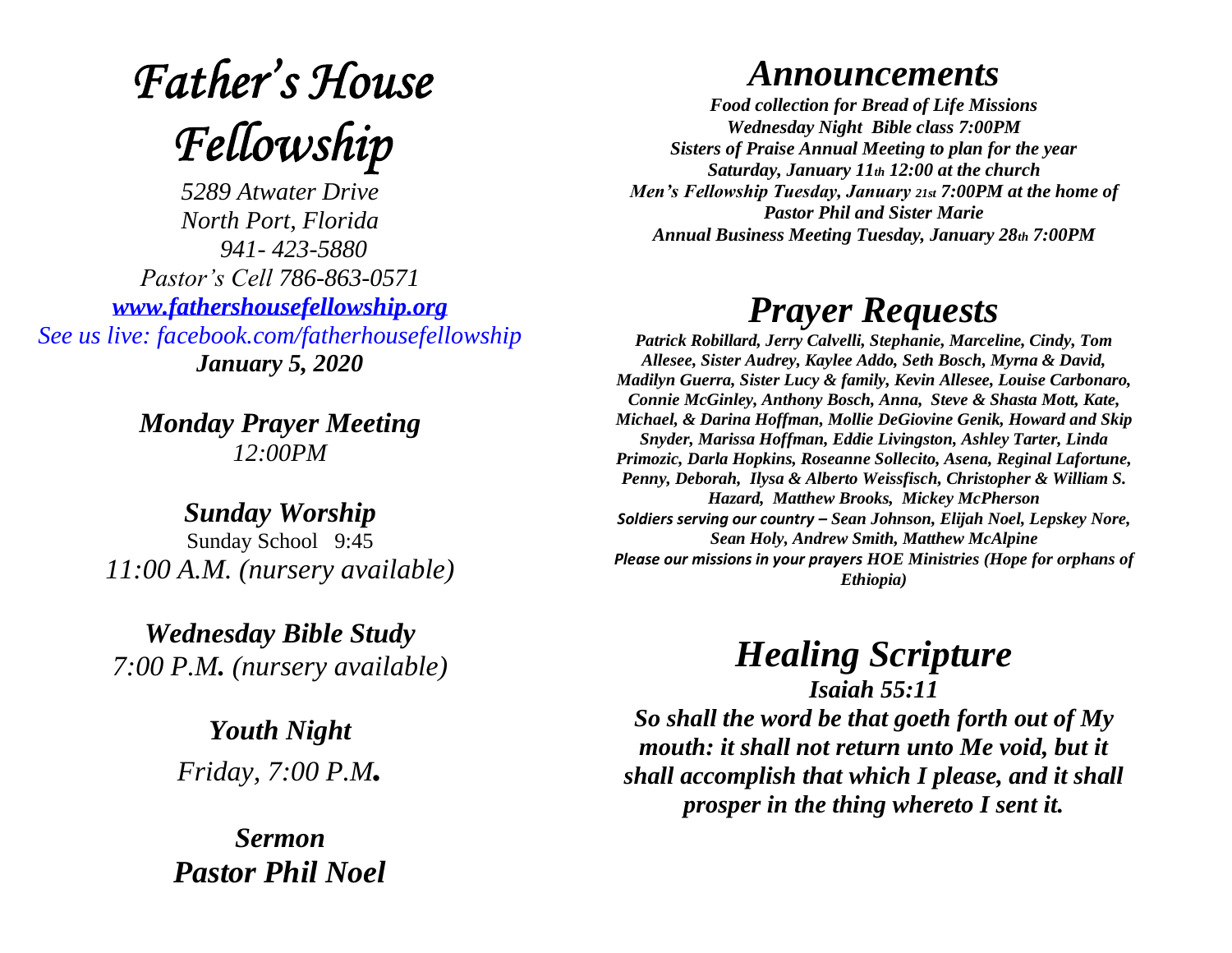# *Father's House Fellowship*

*5289 Atwater Drive*
*North Port, Florida*
*941- 423-5880*
*Pastor's Cell 786-863-0571*
*[www.fathershousefellowship.org](http://www.fathershousefellowship.org)*
*See us live: facebook.com/fatherhousefellowship*
***January 5, 2020***

***Monday Prayer Meeting***
*12:00PM*

***Sunday Worship***
Sunday School 9:45
*11:00 A.M. (nursery available)*

***Wednesday Bible Study***
*7:00 P.M. (nursery available)*

***Youth Night***
*Friday, 7:00 P.M.*

***Sermon***
***Pastor Phil Noel***

## *Announcements*

***Food collection for Bread of Life Missions***
***Wednesday Night Bible class 7:00PM***
***Sisters of Praise Annual Meeting to plan for the year Saturday, January 11th 12:00 at the church***
***Men's Fellowship Tuesday, January 21st 7:00PM at the home of Pastor Phil and Sister Marie***
***Annual Business Meeting Tuesday, January 28th 7:00PM***

## *Prayer Requests*

***Patrick Robillard, Jerry Calvelli, Stephanie, Marceline, Cindy, Tom Allesee, Sister Audrey, Kaylee Addo, Seth Bosch, Myrna & David, Madilyn Guerra, Sister Lucy & family, Kevin Allesee, Louise Carbonaro, Connie McGinley, Anthony Bosch, Anna, Steve & Shasta Mott, Kate, Michael, & Darina Hoffman, Mollie DeGiovine Genik, Howard and Skip Snyder, Marissa Hoffman, Eddie Livingston, Ashley Tarter, Linda Primozic, Darla Hopkins, Roseanne Sollecito, Asena, Reginal Lafortune, Penny, Deborah, Ilysa & Alberto Weissfisch, Christopher & William S. Hazard, Matthew Brooks, Mickey McPherson***
***Soldiers serving our country – Sean Johnson, Elijah Noel, Lepskey Nore, Sean Holy, Andrew Smith, Matthew McAlpine***
***Please our missions in your prayers HOE Ministries (Hope for orphans of Ethiopia)***

## *Healing Scripture*

***Isaiah 55:11***
***So shall the word be that goeth forth out of My mouth: it shall not return unto Me void, but it shall accomplish that which I please, and it shall prosper in the thing whereto I sent it.***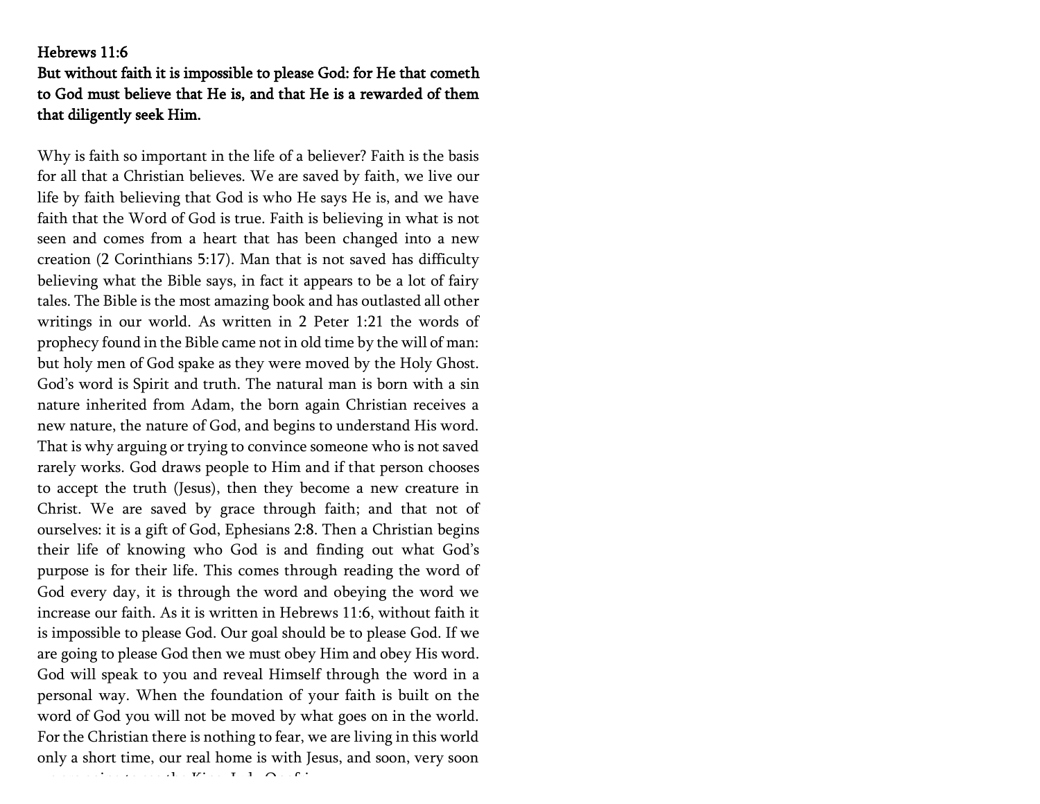**Hebrews 11:6**
**But without faith it is impossible to please God: for He that cometh to God must believe that He is, and that He is a rewarded of them that diligently seek Him.**

Why is faith so important in the life of a believer? Faith is the basis for all that a Christian believes. We are saved by faith, we live our life by faith believing that God is who He says He is, and we have faith that the Word of God is true. Faith is believing in what is not seen and comes from a heart that has been changed into a new creation (2 Corinthians 5:17). Man that is not saved has difficulty believing what the Bible says, in fact it appears to be a lot of fairy tales. The Bible is the most amazing book and has outlasted all other writings in our world. As written in 2 Peter 1:21 the words of prophecy found in the Bible came not in old time by the will of man: but holy men of God spake as they were moved by the Holy Ghost. God's word is Spirit and truth. The natural man is born with a sin nature inherited from Adam, the born again Christian receives a new nature, the nature of God, and begins to understand His word. That is why arguing or trying to convince someone who is not saved rarely works. God draws people to Him and if that person chooses to accept the truth (Jesus), then they become a new creature in Christ. We are saved by grace through faith; and that not of ourselves: it is a gift of God, Ephesians 2:8. Then a Christian begins their life of knowing who God is and finding out what God's purpose is for their life. This comes through reading the word of God every day, it is through the word and obeying the word we increase our faith. As it is written in Hebrews 11:6, without faith it is impossible to please God. Our goal should be to please God. If we are going to please God then we must obey Him and obey His word. God will speak to you and reveal Himself through the word in a personal way. When the foundation of your faith is built on the word of God you will not be moved by what goes on in the world. For the Christian there is nothing to fear, we are living in this world only a short time, our real home is with Jesus, and soon, very soon